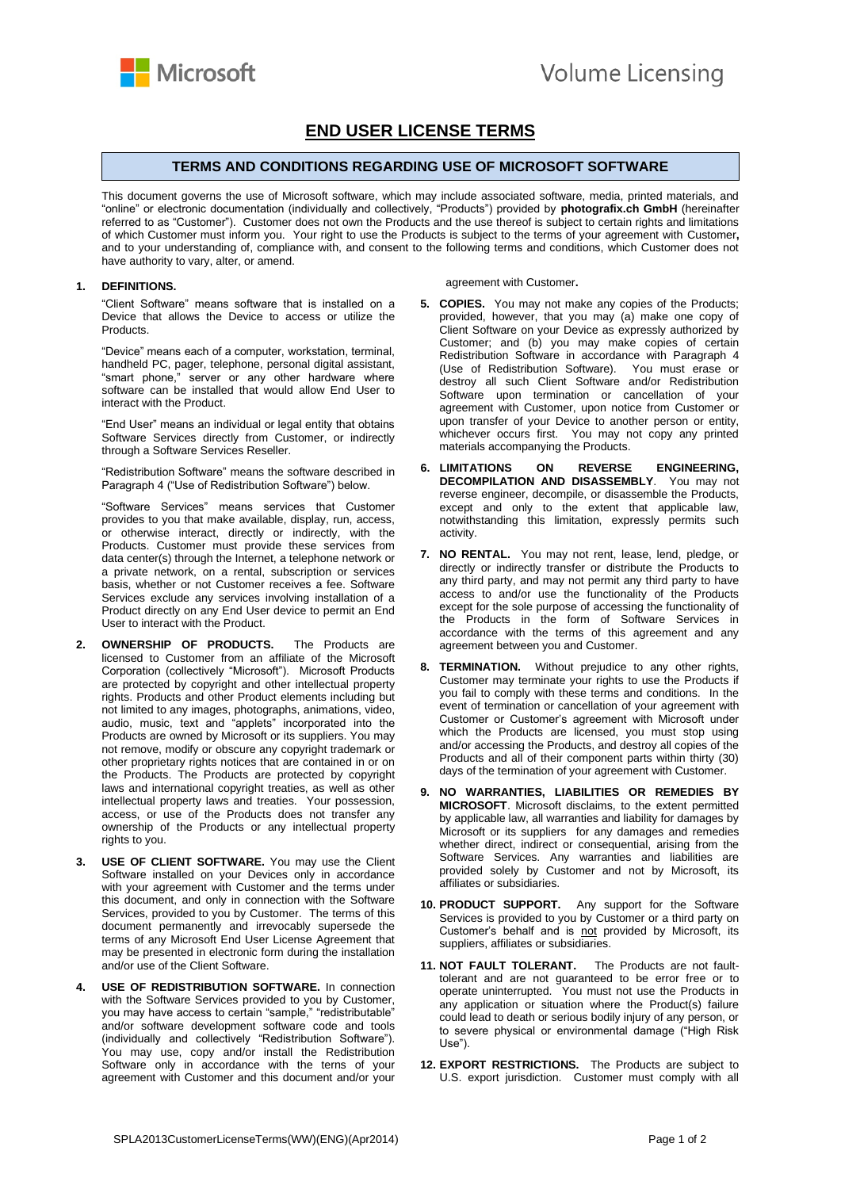# END USER LICENSE TERMS

## TERMS AND CONDITIONS REGARDING USE OF MICROSOFT SOFTWARE

This document governs the use of Microsoft software, which may include associated software, media, printed materials, and "online" or electronic documentation (individually and collectively, "Products") provided by **photografix.ch GmbH** (hereinafter referred to as "Customer"). Customer does not own the Products and the use thereof is subject to certain rights and limitations of which Customer must inform you. Your right to use the Products is subject to the terms of your agreement with Customer**,** and to your understanding of, compliance with, and consent to the following terms and conditions, which Customer does not have authority to vary, alter, or amend.

**1. DEFINITIONS.**

"Client Software" means software that is installed on a Device that allows the Device to access or utilize the Products.

"Device" means each of a computer, workstation, terminal, handheld PC, pager, telephone, personal digital assistant, "smart phone," server or any other hardware where software can be installed that would allow End User to interact with the Product.

"End User" means an individual or legal entity that obtains Software Services directly from Customer, or indirectly through a Software Services Reseller.

"Redistribution Software" means the software described in Paragraph 4 ("Use of Redistribution Software") below.

"Software Services" means services that Customer provides to you that make available, display, run, access, or otherwise interact, directly or indirectly, with the Products. Customer must provide these services from data center(s) through the Internet, a telephone network or a private network, on a rental, subscription or services basis, whether or not Customer receives a fee. Software Services exclude any services involving installation of a Product directly on any End User device to permit an End User to interact with the Product.

**2. OWNERSHIP OF PRODUCTS.** The Products are licensed to Customer from an affiliate of the Microsoft Corporation (collectively "Microsoft"). Microsoft Products are protected by copyright and other intellectual property rights. Products and other Product elements including but not limited to any images, photographs, animations, video, audio, music, text and "applets" incorporated into the Products are owned by Microsoft or its suppliers. You may not remove, modify or obscure any copyright trademark or other proprietary rights notices that are contained in or on the Products. The Products are protected by copyright laws and international copyright treaties, as well as other intellectual property laws and treaties. Your possession, access, or use of the Products does not transfer any ownership of the Products or any intellectual property rights to you.

**3. USE OF CLIENT SOFTWARE.** You may use the Client Software installed on your Devices only in accordance with your agreement with Customer and the terms under this document, and only in connection with the Software Services, provided to you by Customer. The terms of this document permanently and irrevocably supersede the terms of any Microsoft End User License Agreement that may be presented in electronic form during the installation and/or use of the Client Software.

**4. USE OF REDISTRIBUTION SOFTWARE.** In connection with the Software Services provided to you by Customer, you may have access to certain "sample," "redistributable" and/or software development software code and tools (individually and collectively "Redistribution Software"). You may use, copy and/or install the Redistribution Software only in accordance with the terns of your agreement with Customer and this document and/or your agreement with Customer**.**

**5. COPIES.** You may not make any copies of the Products; provided, however, that you may (a) make one copy of Client Software on your Device as expressly authorized by Customer; and (b) you may make copies of certain Redistribution Software in accordance with Paragraph 4 (Use of Redistribution Software). You must erase or destroy all such Client Software and/or Redistribution Software upon termination or cancellation of your agreement with Customer, upon notice from Customer or upon transfer of your Device to another person or entity, whichever occurs first. You may not copy any printed materials accompanying the Products.

**6. LIMITATIONS ON REVERSE ENGINEERING, DECOMPILATION AND DISASSEMBLY**. You may not reverse engineer, decompile, or disassemble the Products, except and only to the extent that applicable law, notwithstanding this limitation, expressly permits such activity.

**7. NO RENTAL.** You may not rent, lease, lend, pledge, or directly or indirectly transfer or distribute the Products to any third party, and may not permit any third party to have access to and/or use the functionality of the Products except for the sole purpose of accessing the functionality of the Products in the form of Software Services in accordance with the terms of this agreement and any agreement between you and Customer.

**8. TERMINATION.** Without prejudice to any other rights, Customer may terminate your rights to use the Products if you fail to comply with these terms and conditions. In the event of termination or cancellation of your agreement with Customer or Customer's agreement with Microsoft under which the Products are licensed, you must stop using and/or accessing the Products, and destroy all copies of the Products and all of their component parts within thirty (30) days of the termination of your agreement with Customer.

**9. NO WARRANTIES, LIABILITIES OR REMEDIES BY MICROSOFT**. Microsoft disclaims, to the extent permitted by applicable law, all warranties and liability for damages by Microsoft or its suppliers for any damages and remedies whether direct, indirect or consequential, arising from the Software Services. Any warranties and liabilities are provided solely by Customer and not by Microsoft, its affiliates or subsidiaries.

**10. PRODUCT SUPPORT.** Any support for the Software Services is provided to you by Customer or a third party on Customer's behalf and is <u>not</u> provided by Microsoft, its suppliers, affiliates or subsidiaries.

**11. NOT FAULT TOLERANT.** The Products are not fault-tolerant and are not guaranteed to be error free or to operate uninterrupted. You must not use the Products in any application or situation where the Product(s) failure could lead to death or serious bodily injury of any person, or to severe physical or environmental damage ("High Risk Use").

**12. EXPORT RESTRICTIONS.** The Products are subject to U.S. export jurisdiction. Customer must comply with all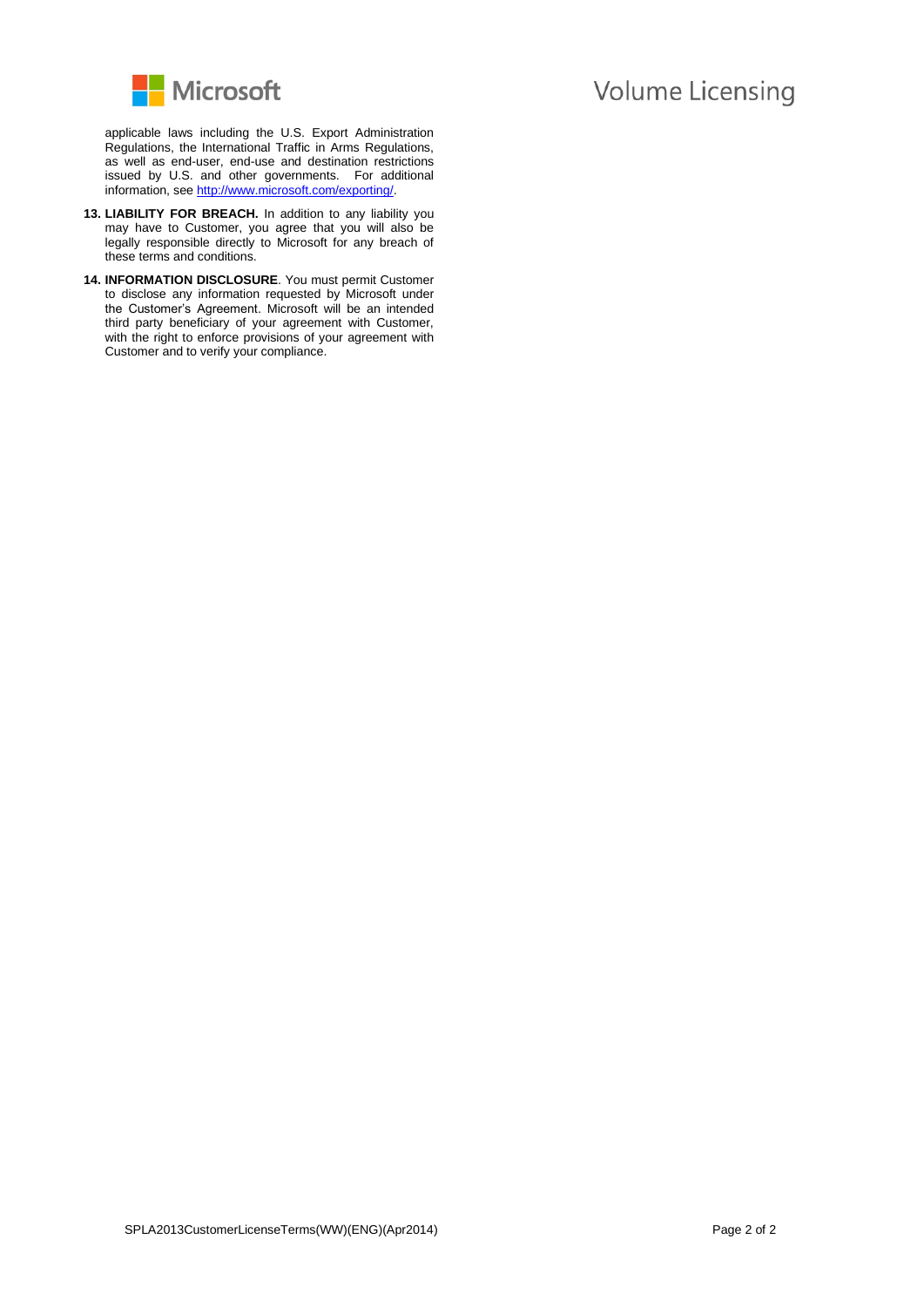applicable laws including the U.S. Export Administration Regulations, the International Traffic in Arms Regulations, as well as end-user, end-use and destination restrictions issued by U.S. and other governments. For additional information, see http://www.microsoft.com/exporting/.

13. **LIABILITY FOR BREACH.** In addition to any liability you may have to Customer, you agree that you will also be legally responsible directly to Microsoft for any breach of these terms and conditions.

14. **INFORMATION DISCLOSURE**. You must permit Customer to disclose any information requested by Microsoft under the Customer's Agreement. Microsoft will be an intended third party beneficiary of your agreement with Customer, with the right to enforce provisions of your agreement with Customer and to verify your compliance.